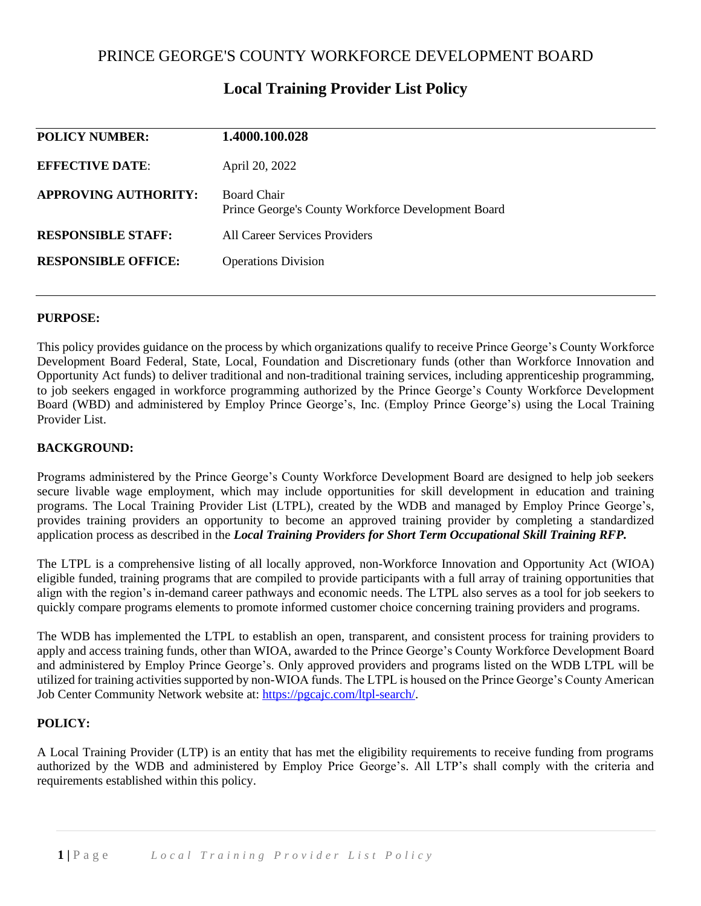# PRINCE GEORGE'S COUNTY WORKFORCE DEVELOPMENT BOARD

## Local Training Provider List Policy

| | |
|---|---|
| **POLICY NUMBER:** | **1.4000.100.028** |
| **EFFECTIVE DATE**: | April 20, 2022 |
| **APPROVING AUTHORITY:** | Board Chair<br>Prince George's County Workforce Development Board |
| **RESPONSIBLE STAFF:** | All Career Services Providers |
| **RESPONSIBLE OFFICE:** | Operations Division |

**PURPOSE:**

This policy provides guidance on the process by which organizations qualify to receive Prince George's County Workforce Development Board Federal, State, Local, Foundation and Discretionary funds (other than Workforce Innovation and Opportunity Act funds) to deliver traditional and non-traditional training services, including apprenticeship programming, to job seekers engaged in workforce programming authorized by the Prince George's County Workforce Development Board (WBD) and administered by Employ Prince George's, Inc. (Employ Prince George's) using the Local Training Provider List.

**BACKGROUND:**

Programs administered by the Prince George's County Workforce Development Board are designed to help job seekers secure livable wage employment, which may include opportunities for skill development in education and training programs. The Local Training Provider List (LTPL), created by the WDB and managed by Employ Prince George's, provides training providers an opportunity to become an approved training provider by completing a standardized application process as described in the ***Local Training Providers for Short Term Occupational Skill Training RFP.***

The LTPL is a comprehensive listing of all locally approved, non-Workforce Innovation and Opportunity Act (WIOA) eligible funded, training programs that are compiled to provide participants with a full array of training opportunities that align with the region's in-demand career pathways and economic needs. The LTPL also serves as a tool for job seekers to quickly compare programs elements to promote informed customer choice concerning training providers and programs.

The WDB has implemented the LTPL to establish an open, transparent, and consistent process for training providers to apply and access training funds, other than WIOA, awarded to the Prince George's County Workforce Development Board and administered by Employ Prince George's. Only approved providers and programs listed on the WDB LTPL will be utilized for training activities supported by non-WIOA funds. The LTPL is housed on the Prince George's County American Job Center Community Network website at: https://pgcajc.com/ltpl-search/.

**POLICY:**

A Local Training Provider (LTP) is an entity that has met the eligibility requirements to receive funding from programs authorized by the WDB and administered by Employ Price George's. All LTP's shall comply with the criteria and requirements established within this policy.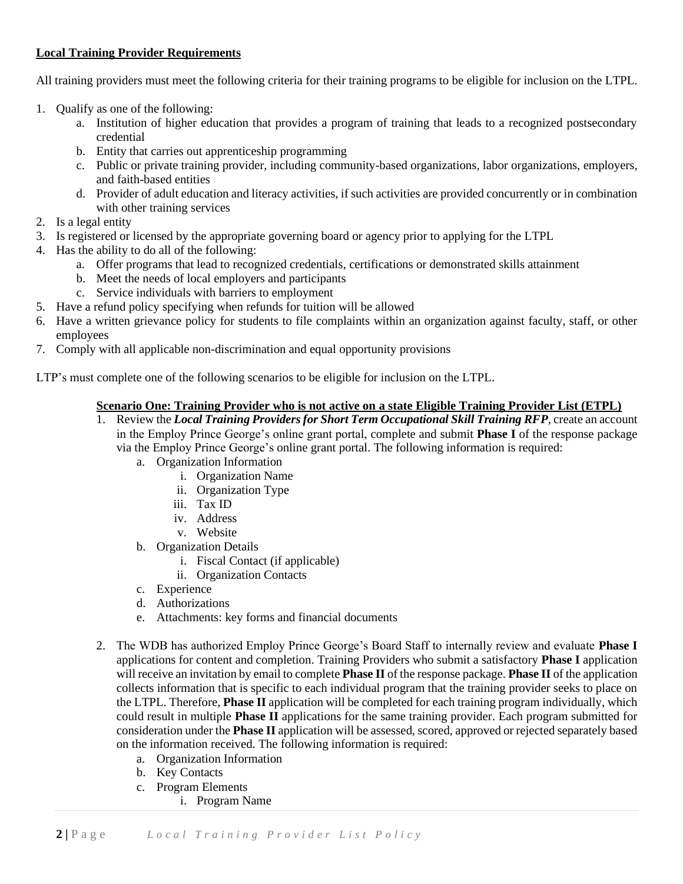**Local Training Provider Requirements**

All training providers must meet the following criteria for their training programs to be eligible for inclusion on the LTPL.

1. Qualify as one of the following:
    a. Institution of higher education that provides a program of training that leads to a recognized postsecondary credential
    b. Entity that carries out apprenticeship programming
    c. Public or private training provider, including community-based organizations, labor organizations, employers, and faith-based entities
    d. Provider of adult education and literacy activities, if such activities are provided concurrently or in combination with other training services
2. Is a legal entity
3. Is registered or licensed by the appropriate governing board or agency prior to applying for the LTPL
4. Has the ability to do all of the following:
    a. Offer programs that lead to recognized credentials, certifications or demonstrated skills attainment
    b. Meet the needs of local employers and participants
    c. Service individuals with barriers to employment
5. Have a refund policy specifying when refunds for tuition will be allowed
6. Have a written grievance policy for students to file complaints within an organization against faculty, staff, or other employees
7. Comply with all applicable non-discrimination and equal opportunity provisions

LTP's must complete one of the following scenarios to be eligible for inclusion on the LTPL.

**Scenario One: Training Provider who is not active on a state Eligible Training Provider List (ETPL)**

1. Review the ***Local Training Providers for Short Term Occupational Skill Training RFP***, create an account in the Employ Prince George's online grant portal, complete and submit **Phase I** of the response package via the Employ Prince George's online grant portal. The following information is required:
    a. Organization Information
        i. Organization Name
        ii. Organization Type
        iii. Tax ID
        iv. Address
        v. Website
    b. Organization Details
        i. Fiscal Contact (if applicable)
        ii. Organization Contacts
    c. Experience
    d. Authorizations
    e. Attachments: key forms and financial documents

2. The WDB has authorized Employ Prince George's Board Staff to internally review and evaluate **Phase I** applications for content and completion. Training Providers who submit a satisfactory **Phase I** application will receive an invitation by email to complete **Phase II** of the response package. **Phase II** of the application collects information that is specific to each individual program that the training provider seeks to place on the LTPL. Therefore, **Phase II** application will be completed for each training program individually, which could result in multiple **Phase II** applications for the same training provider. Each program submitted for consideration under the **Phase II** application will be assessed, scored, approved or rejected separately based on the information received. The following information is required:
    a. Organization Information
    b. Key Contacts
    c. Program Elements
        i. Program Name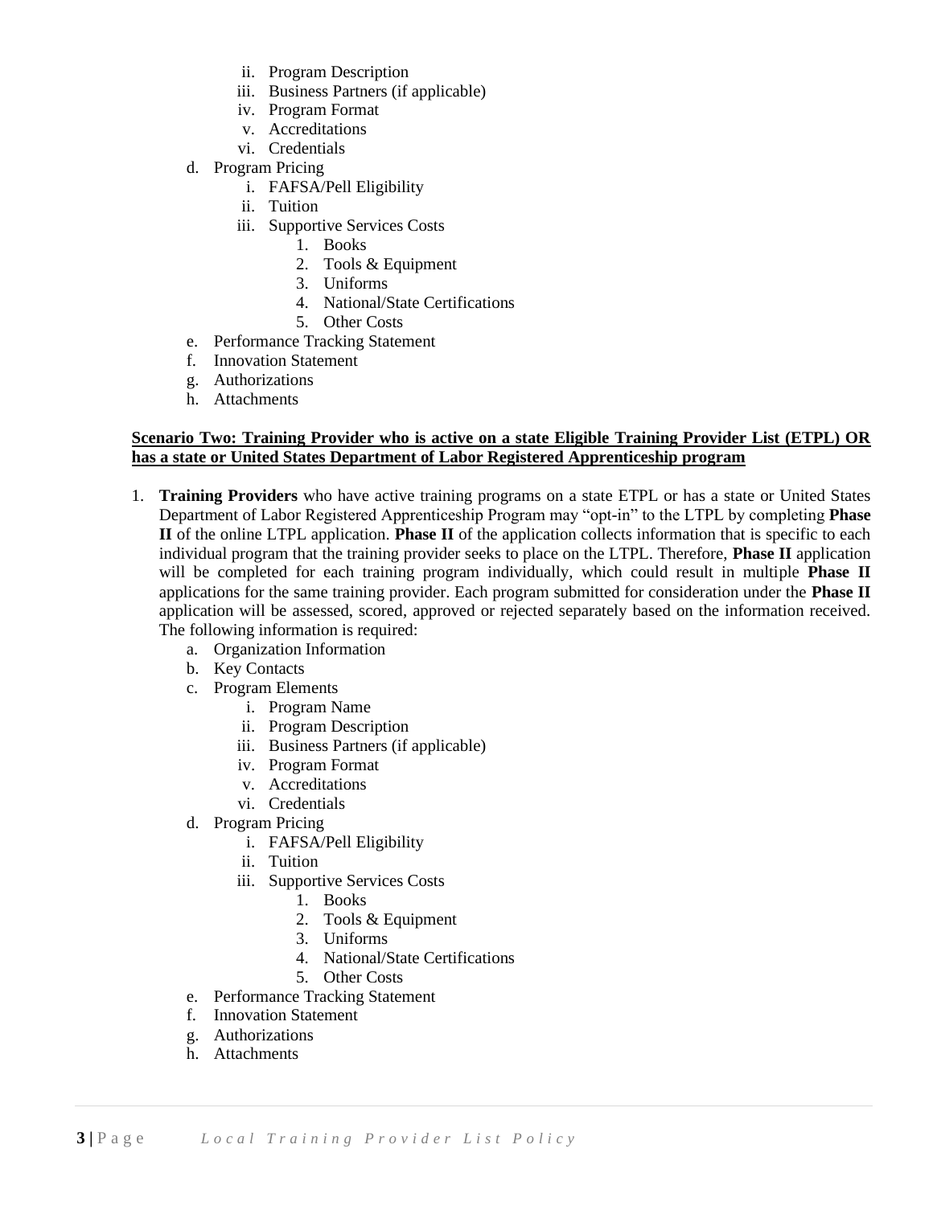ii. Program Description
   iii. Business Partners (if applicable)
   iv. Program Format
   v. Accreditations
   vi. Credentials
d. Program Pricing
   i. FAFSA/Pell Eligibility
   ii. Tuition
   iii. Supportive Services Costs
      1. Books
      2. Tools & Equipment
      3. Uniforms
      4. National/State Certifications
      5. Other Costs
e. Performance Tracking Statement
f. Innovation Statement
g. Authorizations
h. Attachments

**<u>Scenario Two: Training Provider who is active on a state Eligible Training Provider List (ETPL) OR has a state or United States Department of Labor Registered Apprenticeship program</u>**

1. **Training Providers** who have active training programs on a state ETPL or has a state or United States Department of Labor Registered Apprenticeship Program may "opt-in" to the LTPL by completing **Phase II** of the online LTPL application. **Phase II** of the application collects information that is specific to each individual program that the training provider seeks to place on the LTPL. Therefore, **Phase II** application will be completed for each training program individually, which could result in multiple **Phase II** applications for the same training provider. Each program submitted for consideration under the **Phase II** application will be assessed, scored, approved or rejected separately based on the information received. The following information is required:
   a. Organization Information
   b. Key Contacts
   c. Program Elements
      i. Program Name
      ii. Program Description
      iii. Business Partners (if applicable)
      iv. Program Format
      v. Accreditations
      vi. Credentials
   d. Program Pricing
      i. FAFSA/Pell Eligibility
      ii. Tuition
      iii. Supportive Services Costs
         1. Books
         2. Tools & Equipment
         3. Uniforms
         4. National/State Certifications
         5. Other Costs
   e. Performance Tracking Statement
   f. Innovation Statement
   g. Authorizations
   h. Attachments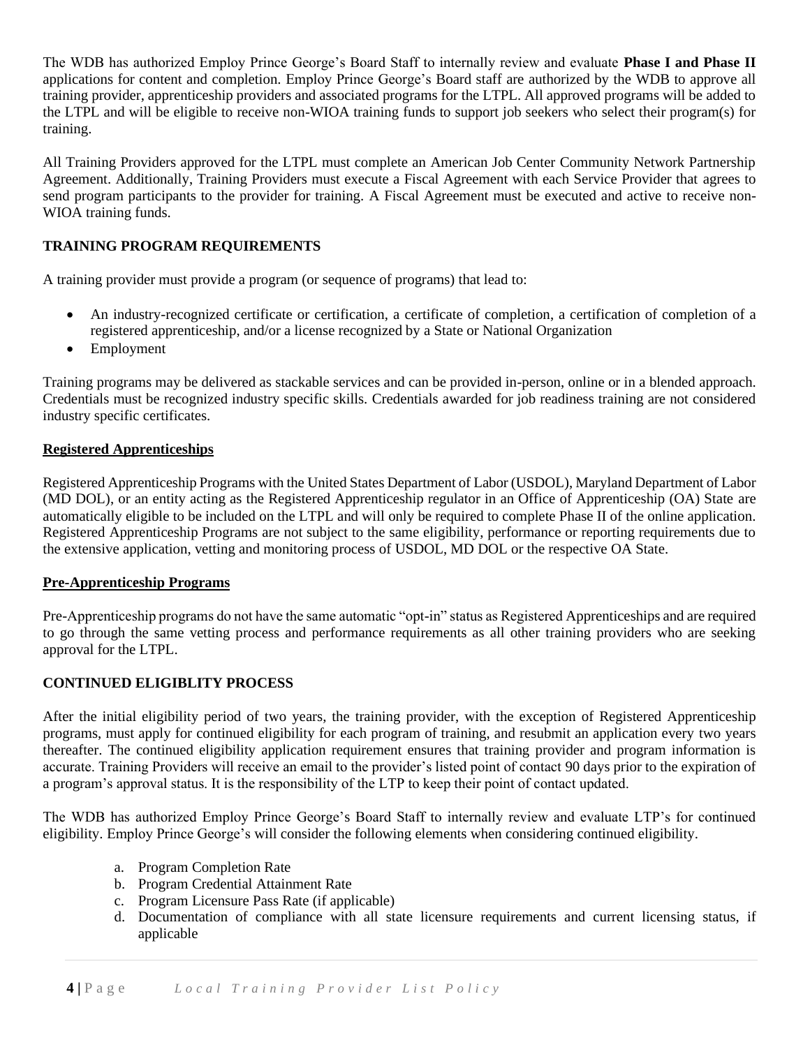The WDB has authorized Employ Prince George's Board Staff to internally review and evaluate **Phase I and Phase II** applications for content and completion. Employ Prince George's Board staff are authorized by the WDB to approve all training provider, apprenticeship providers and associated programs for the LTPL. All approved programs will be added to the LTPL and will be eligible to receive non-WIOA training funds to support job seekers who select their program(s) for training.

All Training Providers approved for the LTPL must complete an American Job Center Community Network Partnership Agreement. Additionally, Training Providers must execute a Fiscal Agreement with each Service Provider that agrees to send program participants to the provider for training. A Fiscal Agreement must be executed and active to receive non-WIOA training funds.

## TRAINING PROGRAM REQUIREMENTS

A training provider must provide a program (or sequence of programs) that lead to:

- An industry-recognized certificate or certification, a certificate of completion, a certification of completion of a registered apprenticeship, and/or a license recognized by a State or National Organization
- Employment

Training programs may be delivered as stackable services and can be provided in-person, online or in a blended approach. Credentials must be recognized industry specific skills. Credentials awarded for job readiness training are not considered industry specific certificates.

### Registered Apprenticeships

Registered Apprenticeship Programs with the United States Department of Labor (USDOL), Maryland Department of Labor (MD DOL), or an entity acting as the Registered Apprenticeship regulator in an Office of Apprenticeship (OA) State are automatically eligible to be included on the LTPL and will only be required to complete Phase II of the online application. Registered Apprenticeship Programs are not subject to the same eligibility, performance or reporting requirements due to the extensive application, vetting and monitoring process of USDOL, MD DOL or the respective OA State.

### Pre-Apprenticeship Programs

Pre-Apprenticeship programs do not have the same automatic "opt-in" status as Registered Apprenticeships and are required to go through the same vetting process and performance requirements as all other training providers who are seeking approval for the LTPL.

## CONTINUED ELIGIBLITY PROCESS

After the initial eligibility period of two years, the training provider, with the exception of Registered Apprenticeship programs, must apply for continued eligibility for each program of training, and resubmit an application every two years thereafter. The continued eligibility application requirement ensures that training provider and program information is accurate. Training Providers will receive an email to the provider's listed point of contact 90 days prior to the expiration of a program's approval status. It is the responsibility of the LTP to keep their point of contact updated.

The WDB has authorized Employ Prince George's Board Staff to internally review and evaluate LTP's for continued eligibility. Employ Prince George's will consider the following elements when considering continued eligibility.

a. Program Completion Rate
b. Program Credential Attainment Rate
c. Program Licensure Pass Rate (if applicable)
d. Documentation of compliance with all state licensure requirements and current licensing status, if applicable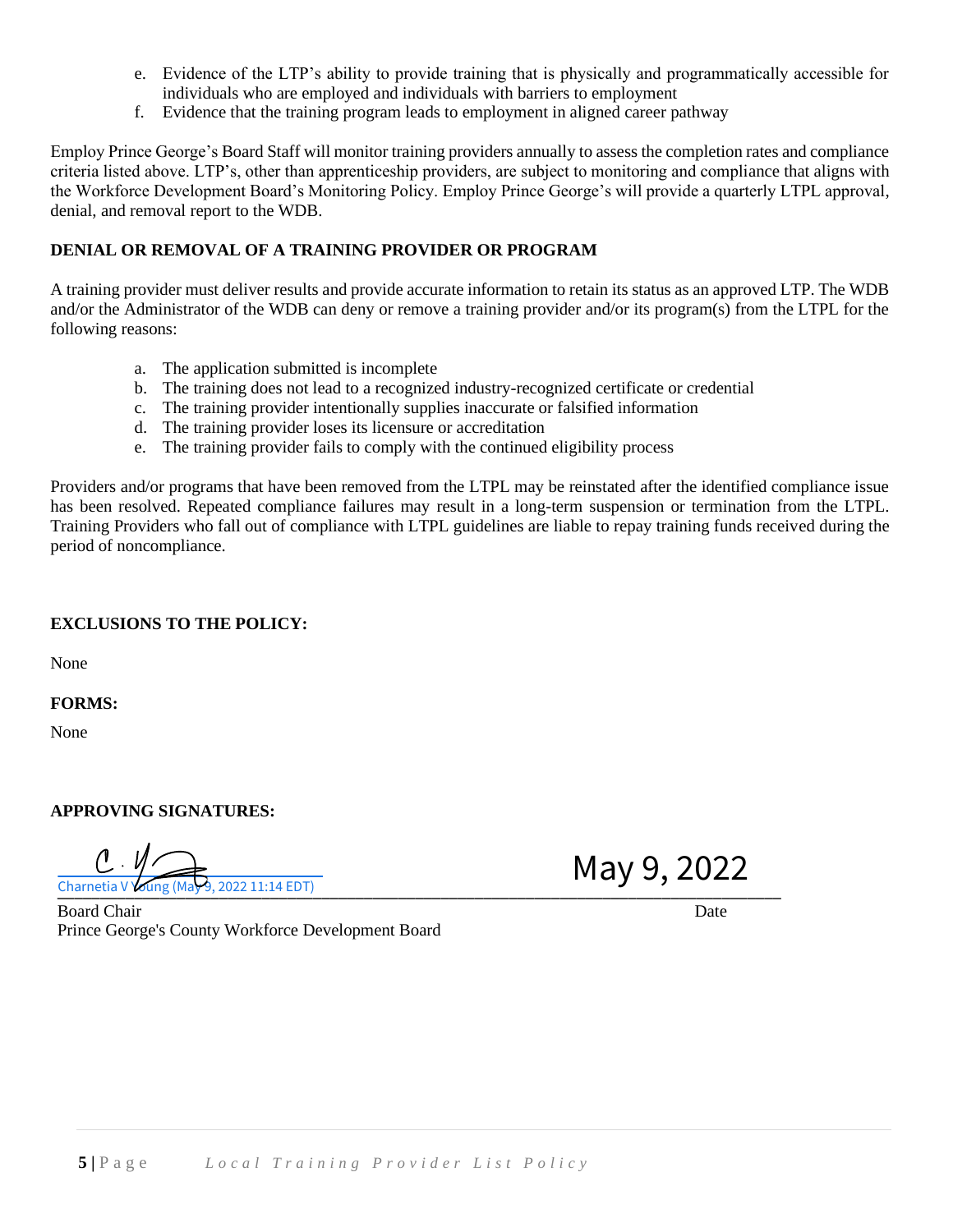e. Evidence of the LTP's ability to provide training that is physically and programmatically accessible for individuals who are employed and individuals with barriers to employment
f. Evidence that the training program leads to employment in aligned career pathway

Employ Prince George's Board Staff will monitor training providers annually to assess the completion rates and compliance criteria listed above. LTP's, other than apprenticeship providers, are subject to monitoring and compliance that aligns with the Workforce Development Board's Monitoring Policy. Employ Prince George's will provide a quarterly LTPL approval, denial, and removal report to the WDB.

**DENIAL OR REMOVAL OF A TRAINING PROVIDER OR PROGRAM**

A training provider must deliver results and provide accurate information to retain its status as an approved LTP. The WDB and/or the Administrator of the WDB can deny or remove a training provider and/or its program(s) from the LTPL for the following reasons:

a. The application submitted is incomplete
b. The training does not lead to a recognized industry-recognized certificate or credential
c. The training provider intentionally supplies inaccurate or falsified information
d. The training provider loses its licensure or accreditation
e. The training provider fails to comply with the continued eligibility process

Providers and/or programs that have been removed from the LTPL may be reinstated after the identified compliance issue has been resolved. Repeated compliance failures may result in a long-term suspension or termination from the LTPL. Training Providers who fall out of compliance with LTPL guidelines are liable to repay training funds received during the period of noncompliance.

**EXCLUSIONS TO THE POLICY:**

None

**FORMS:**

None

**APPROVING SIGNATURES:**

Charnetia V Young (May 9, 2022 11:14 EDT) — May 9, 2022

Board Chair — Date
Prince George's County Workforce Development Board